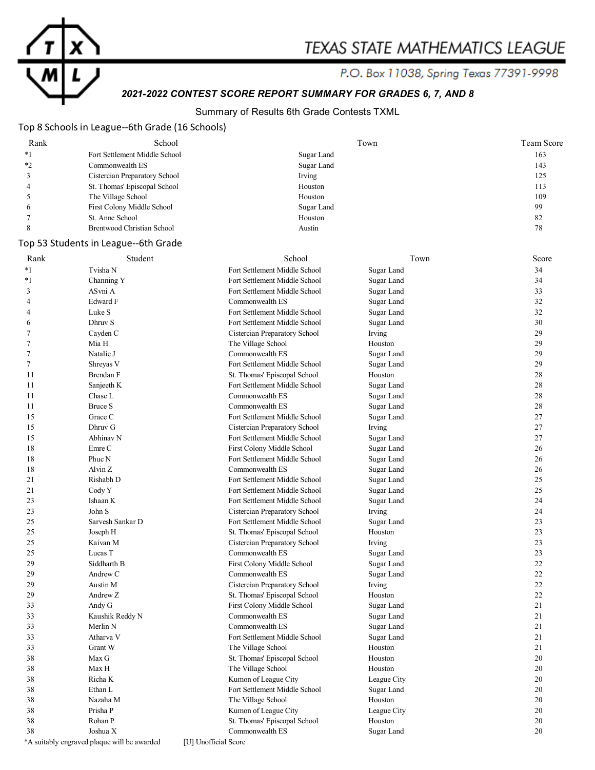# TEXAS STATE MATHEMATICS LEAGUE

P.O. Box 11038, Spring Texas 77391-9998

***2021-2022 CONTEST SCORE REPORT SUMMARY FOR GRADES 6, 7, AND 8***

## Summary of Results 6th Grade Contests TXML

### Top 8 Schools in League--6th Grade (16 Schools)

| Rank | School | Town | Team Score |
|---|---|---|---|
| *1 | Fort Settlement Middle School | Sugar Land | 163 |
| *2 | Commonwealth ES | Sugar Land | 143 |
| 3 | Cistercian Preparatory School | Irving | 125 |
| 4 | St. Thomas' Episcopal School | Houston | 113 |
| 5 | The Village School | Houston | 109 |
| 6 | First Colony Middle School | Sugar Land | 99 |
| 7 | St. Anne School | Houston | 82 |
| 8 | Brentwood Christian School | Austin | 78 |

### Top 53 Students in League--6th Grade

| Rank | Student | School | Town | Score |
|---|---|---|---|---|
| *1 | Tvisha N | Fort Settlement Middle School | Sugar Land | 34 |
| *1 | Channing Y | Fort Settlement Middle School | Sugar Land | 34 |
| 3 | ASvni A | Fort Settlement Middle School | Sugar Land | 33 |
| 4 | Edward F | Commonwealth ES | Sugar Land | 32 |
| 4 | Luke S | Fort Settlement Middle School | Sugar Land | 32 |
| 6 | Dhruv S | Fort Settlement Middle School | Sugar Land | 30 |
| 7 | Cayden C | Cistercian Preparatory School | Irving | 29 |
| 7 | Mia H | The Village School | Houston | 29 |
| 7 | Natalie J | Commonwealth ES | Sugar Land | 29 |
| 7 | Shreyas V | Fort Settlement Middle School | Sugar Land | 29 |
| 11 | Brendan F | St. Thomas' Episcopal School | Houston | 28 |
| 11 | Sanjeeth K | Fort Settlement Middle School | Sugar Land | 28 |
| 11 | Chase L | Commonwealth ES | Sugar Land | 28 |
| 11 | Bruce S | Commonwealth ES | Sugar Land | 28 |
| 15 | Grace C | Fort Settlement Middle School | Sugar Land | 27 |
| 15 | Dhruv G | Cistercian Preparatory School | Irving | 27 |
| 15 | Abhinav N | Fort Settlement Middle School | Sugar Land | 27 |
| 18 | Emre C | First Colony Middle School | Sugar Land | 26 |
| 18 | Phuc N | Fort Settlement Middle School | Sugar Land | 26 |
| 18 | Alvin Z | Commonwealth ES | Sugar Land | 26 |
| 21 | Rishabh D | Fort Settlement Middle School | Sugar Land | 25 |
| 21 | Cody Y | Fort Settlement Middle School | Sugar Land | 25 |
| 23 | Ishaan K | Fort Settlement Middle School | Sugar Land | 24 |
| 23 | John S | Cistercian Preparatory School | Irving | 24 |
| 25 | Sarvesh Sankar D | Fort Settlement Middle School | Sugar Land | 23 |
| 25 | Joseph H | St. Thomas' Episcopal School | Houston | 23 |
| 25 | Kaivan M | Cistercian Preparatory School | Irving | 23 |
| 25 | Lucas T | Commonwealth ES | Sugar Land | 23 |
| 29 | Siddharth B | First Colony Middle School | Sugar Land | 22 |
| 29 | Andrew C | Commonwealth ES | Sugar Land | 22 |
| 29 | Austin M | Cistercian Preparatory School | Irving | 22 |
| 29 | Andrew Z | St. Thomas' Episcopal School | Houston | 22 |
| 33 | Andy G | First Colony Middle School | Sugar Land | 21 |
| 33 | Kaushik Reddy N | Commonwealth ES | Sugar Land | 21 |
| 33 | Merlin N | Commonwealth ES | Sugar Land | 21 |
| 33 | Atharva V | Fort Settlement Middle School | Sugar Land | 21 |
| 33 | Grant W | The Village School | Houston | 21 |
| 38 | Max G | St. Thomas' Episcopal School | Houston | 20 |
| 38 | Max H | The Village School | Houston | 20 |
| 38 | Richa K | Kumon of League City | League City | 20 |
| 38 | Ethan L | Fort Settlement Middle School | Sugar Land | 20 |
| 38 | Nazaha M | The Village School | Houston | 20 |
| 38 | Prisha P | Kumon of League City | League City | 20 |
| 38 | Rohan P | St. Thomas' Episcopal School | Houston | 20 |
| 38 | Joshua X | Commonwealth ES | Sugar Land | 20 |

*A suitably engraved plaque will be awarded [U] Unofficial Score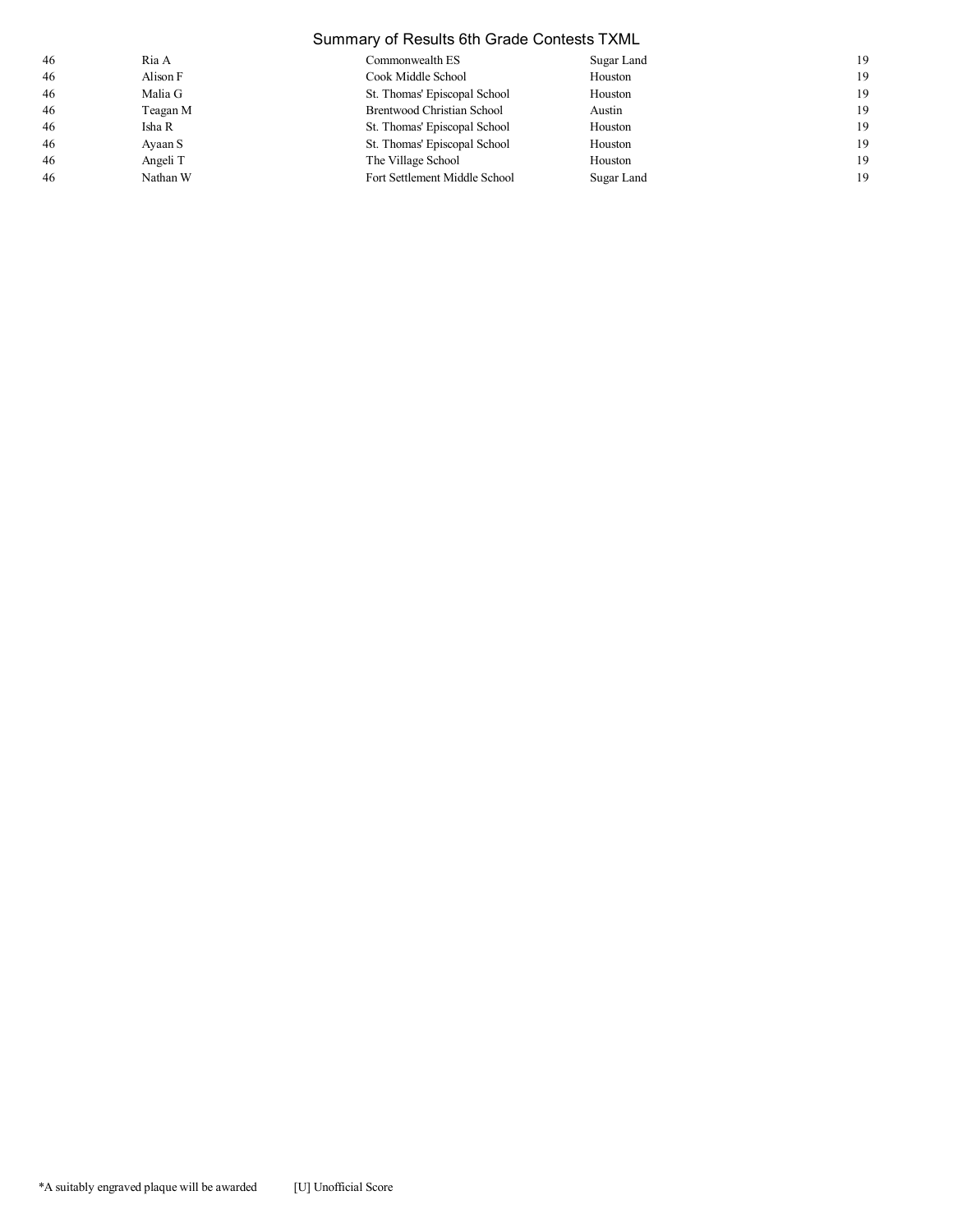| | | | | |
|---|---|---|---|---|
| 46 | Ria A | Commonwealth ES | Sugar Land | 19 |
| 46 | Alison F | Cook Middle School | Houston | 19 |
| 46 | Malia G | St. Thomas' Episcopal School | Houston | 19 |
| 46 | Teagan M | Brentwood Christian School | Austin | 19 |
| 46 | Isha R | St. Thomas' Episcopal School | Houston | 19 |
| 46 | Ayaan S | St. Thomas' Episcopal School | Houston | 19 |
| 46 | Angeli T | The Village School | Houston | 19 |
| 46 | Nathan W | Fort Settlement Middle School | Sugar Land | 19 |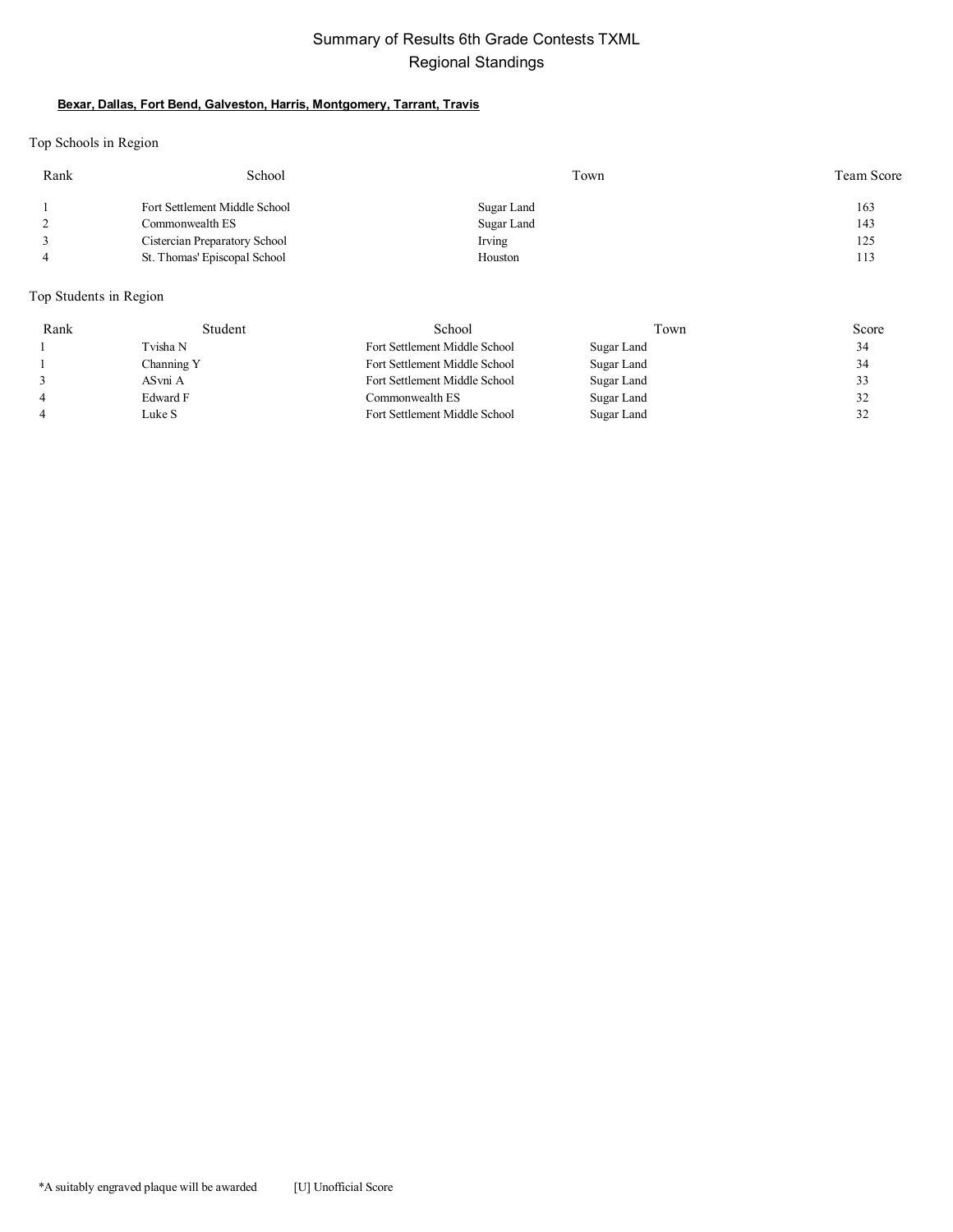# Summary of Results 6th Grade Contests TXML

## Regional Standings

**Bexar, Dallas, Fort Bend, Galveston, Harris, Montgomery, Tarrant, Travis**

### Top Schools in Region

| Rank | School | Town | Team Score |
|---|---|---|---|
| 1 | Fort Settlement Middle School | Sugar Land | 163 |
| 2 | Commonwealth ES | Sugar Land | 143 |
| 3 | Cistercian Preparatory School | Irving | 125 |
| 4 | St. Thomas' Episcopal School | Houston | 113 |

### Top Students in Region

| Rank | Student | School | Town | Score |
|---|---|---|---|---|
| 1 | Tvisha N | Fort Settlement Middle School | Sugar Land | 34 |
| 1 | Channing Y | Fort Settlement Middle School | Sugar Land | 34 |
| 3 | ASvni A | Fort Settlement Middle School | Sugar Land | 33 |
| 4 | Edward F | Commonwealth ES | Sugar Land | 32 |
| 4 | Luke S | Fort Settlement Middle School | Sugar Land | 32 |

*A suitably engraved plaque will be awarded [U] Unofficial Score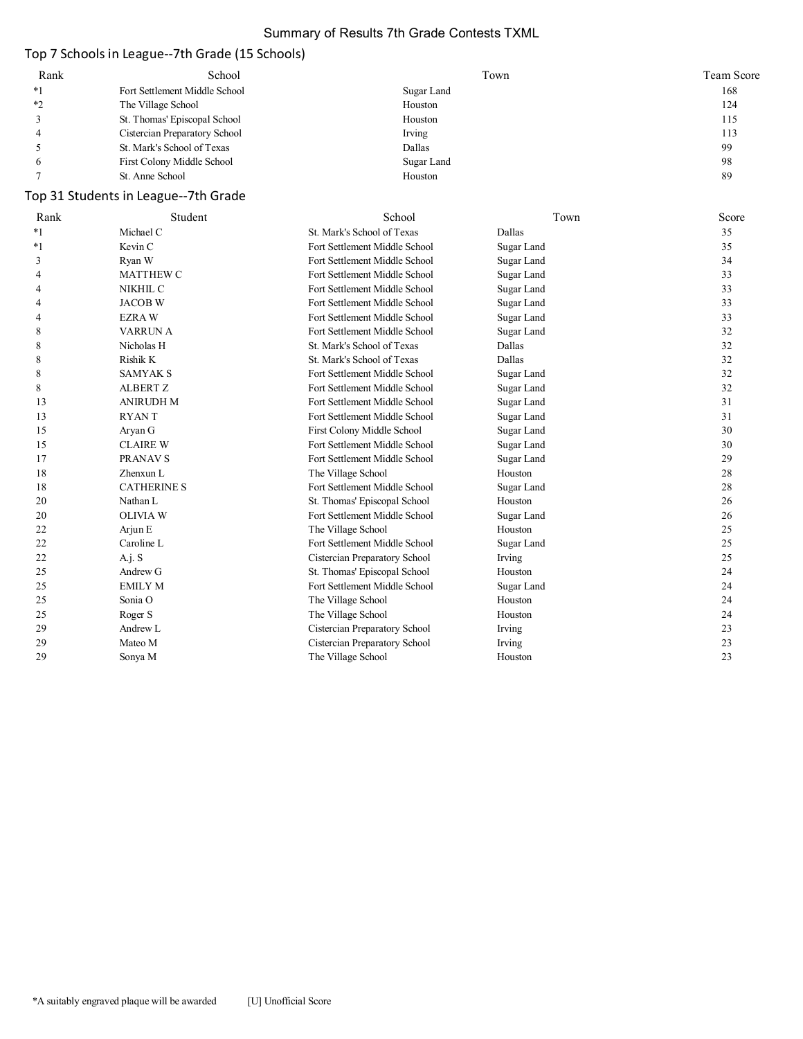# Summary of Results 7th Grade Contests TXML

## Top 7 Schools in League--7th Grade (15 Schools)

| Rank | School | Town | Team Score |
|---|---|---|---|
| *1 | Fort Settlement Middle School | Sugar Land | 168 |
| *2 | The Village School | Houston | 124 |
| 3 | St. Thomas' Episcopal School | Houston | 115 |
| 4 | Cistercian Preparatory School | Irving | 113 |
| 5 | St. Mark's School of Texas | Dallas | 99 |
| 6 | First Colony Middle School | Sugar Land | 98 |
| 7 | St. Anne School | Houston | 89 |

## Top 31 Students in League--7th Grade

| Rank | Student | School | Town | Score |
|---|---|---|---|---|
| *1 | Michael C | St. Mark's School of Texas | Dallas | 35 |
| *1 | Kevin C | Fort Settlement Middle School | Sugar Land | 35 |
| 3 | Ryan W | Fort Settlement Middle School | Sugar Land | 34 |
| 4 | MATTHEW C | Fort Settlement Middle School | Sugar Land | 33 |
| 4 | NIKHIL C | Fort Settlement Middle School | Sugar Land | 33 |
| 4 | JACOB W | Fort Settlement Middle School | Sugar Land | 33 |
| 4 | EZRA W | Fort Settlement Middle School | Sugar Land | 33 |
| 8 | VARRUN A | Fort Settlement Middle School | Sugar Land | 32 |
| 8 | Nicholas H | St. Mark's School of Texas | Dallas | 32 |
| 8 | Rishik K | St. Mark's School of Texas | Dallas | 32 |
| 8 | SAMYAK S | Fort Settlement Middle School | Sugar Land | 32 |
| 8 | ALBERT Z | Fort Settlement Middle School | Sugar Land | 32 |
| 13 | ANIRUDH M | Fort Settlement Middle School | Sugar Land | 31 |
| 13 | RYAN T | Fort Settlement Middle School | Sugar Land | 31 |
| 15 | Aryan G | First Colony Middle School | Sugar Land | 30 |
| 15 | CLAIRE W | Fort Settlement Middle School | Sugar Land | 30 |
| 17 | PRANAV S | Fort Settlement Middle School | Sugar Land | 29 |
| 18 | Zhenxun L | The Village School | Houston | 28 |
| 18 | CATHERINE S | Fort Settlement Middle School | Sugar Land | 28 |
| 20 | Nathan L | St. Thomas' Episcopal School | Houston | 26 |
| 20 | OLIVIA W | Fort Settlement Middle School | Sugar Land | 26 |
| 22 | Arjun E | The Village School | Houston | 25 |
| 22 | Caroline L | Fort Settlement Middle School | Sugar Land | 25 |
| 22 | A.j. S | Cistercian Preparatory School | Irving | 25 |
| 25 | Andrew G | St. Thomas' Episcopal School | Houston | 24 |
| 25 | EMILY M | Fort Settlement Middle School | Sugar Land | 24 |
| 25 | Sonia O | The Village School | Houston | 24 |
| 25 | Roger S | The Village School | Houston | 24 |
| 29 | Andrew L | Cistercian Preparatory School | Irving | 23 |
| 29 | Mateo M | Cistercian Preparatory School | Irving | 23 |
| 29 | Sonya M | The Village School | Houston | 23 |

*A suitably engraved plaque will be awarded [U] Unofficial Score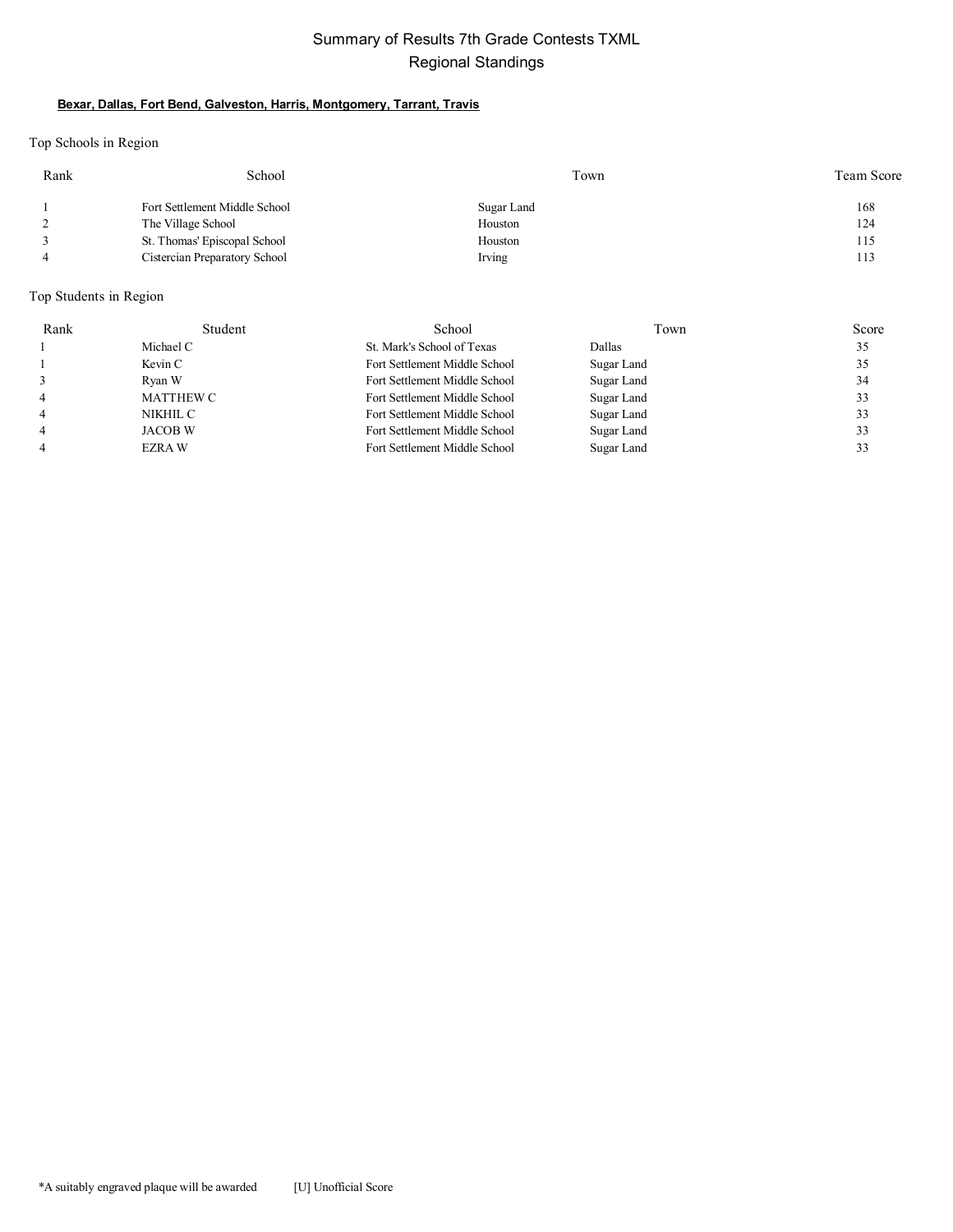# Summary of Results 7th Grade Contests TXML

## Regional Standings

**Bexar, Dallas, Fort Bend, Galveston, Harris, Montgomery, Tarrant, Travis**

### Top Schools in Region

| Rank | School | Town | Team Score |
|---|---|---|---|
| 1 | Fort Settlement Middle School | Sugar Land | 168 |
| 2 | The Village School | Houston | 124 |
| 3 | St. Thomas' Episcopal School | Houston | 115 |
| 4 | Cistercian Preparatory School | Irving | 113 |

### Top Students in Region

| Rank | Student | School | Town | Score |
|---|---|---|---|---|
| 1 | Michael C | St. Mark's School of Texas | Dallas | 35 |
| 1 | Kevin C | Fort Settlement Middle School | Sugar Land | 35 |
| 3 | Ryan W | Fort Settlement Middle School | Sugar Land | 34 |
| 4 | MATTHEW C | Fort Settlement Middle School | Sugar Land | 33 |
| 4 | NIKHIL C | Fort Settlement Middle School | Sugar Land | 33 |
| 4 | JACOB W | Fort Settlement Middle School | Sugar Land | 33 |
| 4 | EZRA W | Fort Settlement Middle School | Sugar Land | 33 |

*A suitably engraved plaque will be awarded    [U] Unofficial Score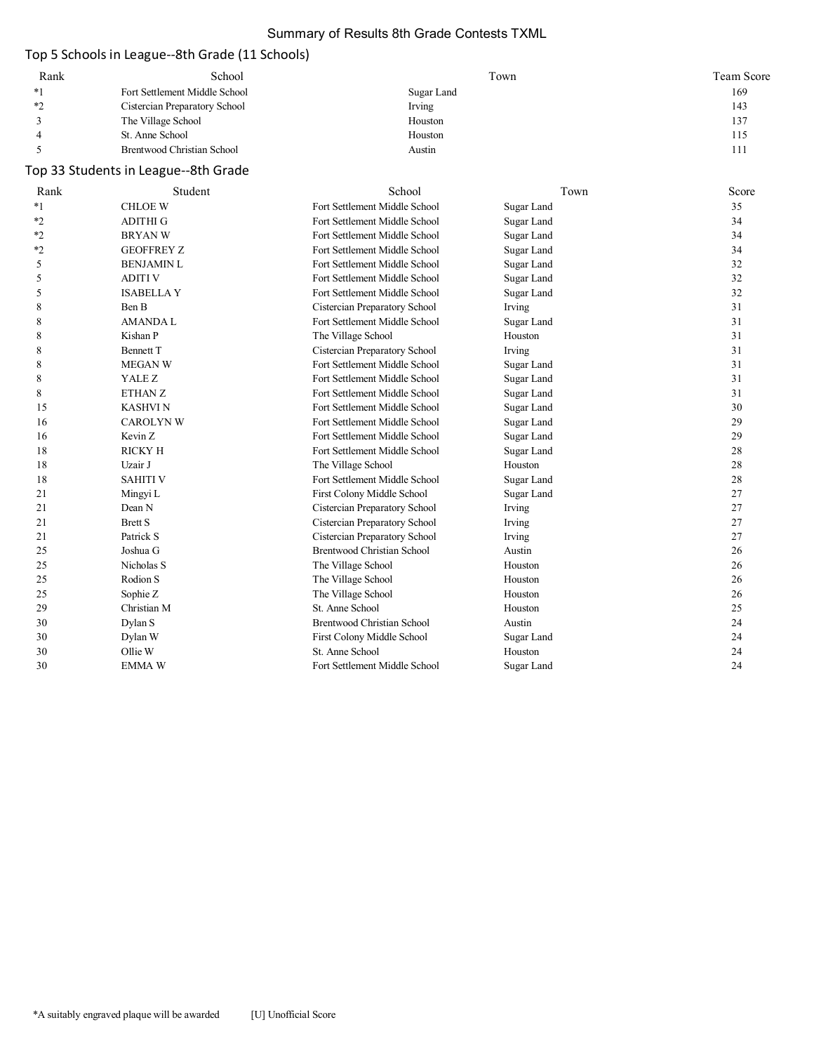# Summary of Results 8th Grade Contests TXML

## Top 5 Schools in League--8th Grade (11 Schools)

| Rank | School | Town | Team Score |
|---|---|---|---|
| *1 | Fort Settlement Middle School | Sugar Land | 169 |
| *2 | Cistercian Preparatory School | Irving | 143 |
| 3 | The Village School | Houston | 137 |
| 4 | St. Anne School | Houston | 115 |
| 5 | Brentwood Christian School | Austin | 111 |

## Top 33 Students in League--8th Grade

| Rank | Student | School | Town | Score |
|---|---|---|---|---|
| *1 | CHLOE W | Fort Settlement Middle School | Sugar Land | 35 |
| *2 | ADITHI G | Fort Settlement Middle School | Sugar Land | 34 |
| *2 | BRYAN W | Fort Settlement Middle School | Sugar Land | 34 |
| *2 | GEOFFREY Z | Fort Settlement Middle School | Sugar Land | 34 |
| 5 | BENJAMIN L | Fort Settlement Middle School | Sugar Land | 32 |
| 5 | ADITI V | Fort Settlement Middle School | Sugar Land | 32 |
| 5 | ISABELLA Y | Fort Settlement Middle School | Sugar Land | 32 |
| 8 | Ben B | Cistercian Preparatory School | Irving | 31 |
| 8 | AMANDA L | Fort Settlement Middle School | Sugar Land | 31 |
| 8 | Kishan P | The Village School | Houston | 31 |
| 8 | Bennett T | Cistercian Preparatory School | Irving | 31 |
| 8 | MEGAN W | Fort Settlement Middle School | Sugar Land | 31 |
| 8 | YALE Z | Fort Settlement Middle School | Sugar Land | 31 |
| 8 | ETHAN Z | Fort Settlement Middle School | Sugar Land | 31 |
| 15 | KASHVI N | Fort Settlement Middle School | Sugar Land | 30 |
| 16 | CAROLYN W | Fort Settlement Middle School | Sugar Land | 29 |
| 16 | Kevin Z | Fort Settlement Middle School | Sugar Land | 29 |
| 18 | RICKY H | Fort Settlement Middle School | Sugar Land | 28 |
| 18 | Uzair J | The Village School | Houston | 28 |
| 18 | SAHITI V | Fort Settlement Middle School | Sugar Land | 28 |
| 21 | Mingyi L | First Colony Middle School | Sugar Land | 27 |
| 21 | Dean N | Cistercian Preparatory School | Irving | 27 |
| 21 | Brett S | Cistercian Preparatory School | Irving | 27 |
| 21 | Patrick S | Cistercian Preparatory School | Irving | 27 |
| 25 | Joshua G | Brentwood Christian School | Austin | 26 |
| 25 | Nicholas S | The Village School | Houston | 26 |
| 25 | Rodion S | The Village School | Houston | 26 |
| 25 | Sophie Z | The Village School | Houston | 26 |
| 29 | Christian M | St. Anne School | Houston | 25 |
| 30 | Dylan S | Brentwood Christian School | Austin | 24 |
| 30 | Dylan W | First Colony Middle School | Sugar Land | 24 |
| 30 | Ollie W | St. Anne School | Houston | 24 |
| 30 | EMMA W | Fort Settlement Middle School | Sugar Land | 24 |

*A suitably engraved plaque will be awarded [U] Unofficial Score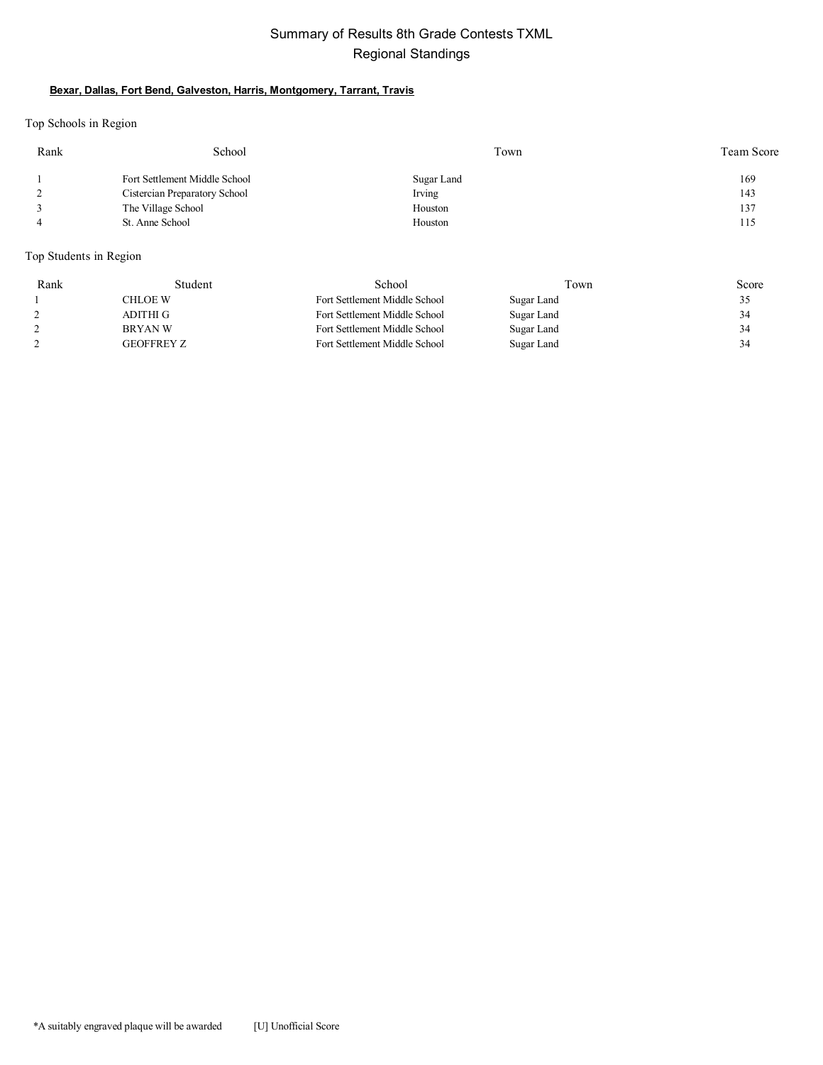# Summary of Results 8th Grade Contests TXML
## Regional Standings

**Bexar, Dallas, Fort Bend, Galveston, Harris, Montgomery, Tarrant, Travis**

### Top Schools in Region

| Rank | School | Town | Team Score |
|---|---|---|---|
| 1 | Fort Settlement Middle School | Sugar Land | 169 |
| 2 | Cistercian Preparatory School | Irving | 143 |
| 3 | The Village School | Houston | 137 |
| 4 | St. Anne School | Houston | 115 |

### Top Students in Region

| Rank | Student | School | Town | Score |
|---|---|---|---|---|
| 1 | CHLOE W | Fort Settlement Middle School | Sugar Land | 35 |
| 2 | ADITHI G | Fort Settlement Middle School | Sugar Land | 34 |
| 2 | BRYAN W | Fort Settlement Middle School | Sugar Land | 34 |
| 2 | GEOFFREY Z | Fort Settlement Middle School | Sugar Land | 34 |

*A suitably engraved plaque will be awarded [U] Unofficial Score